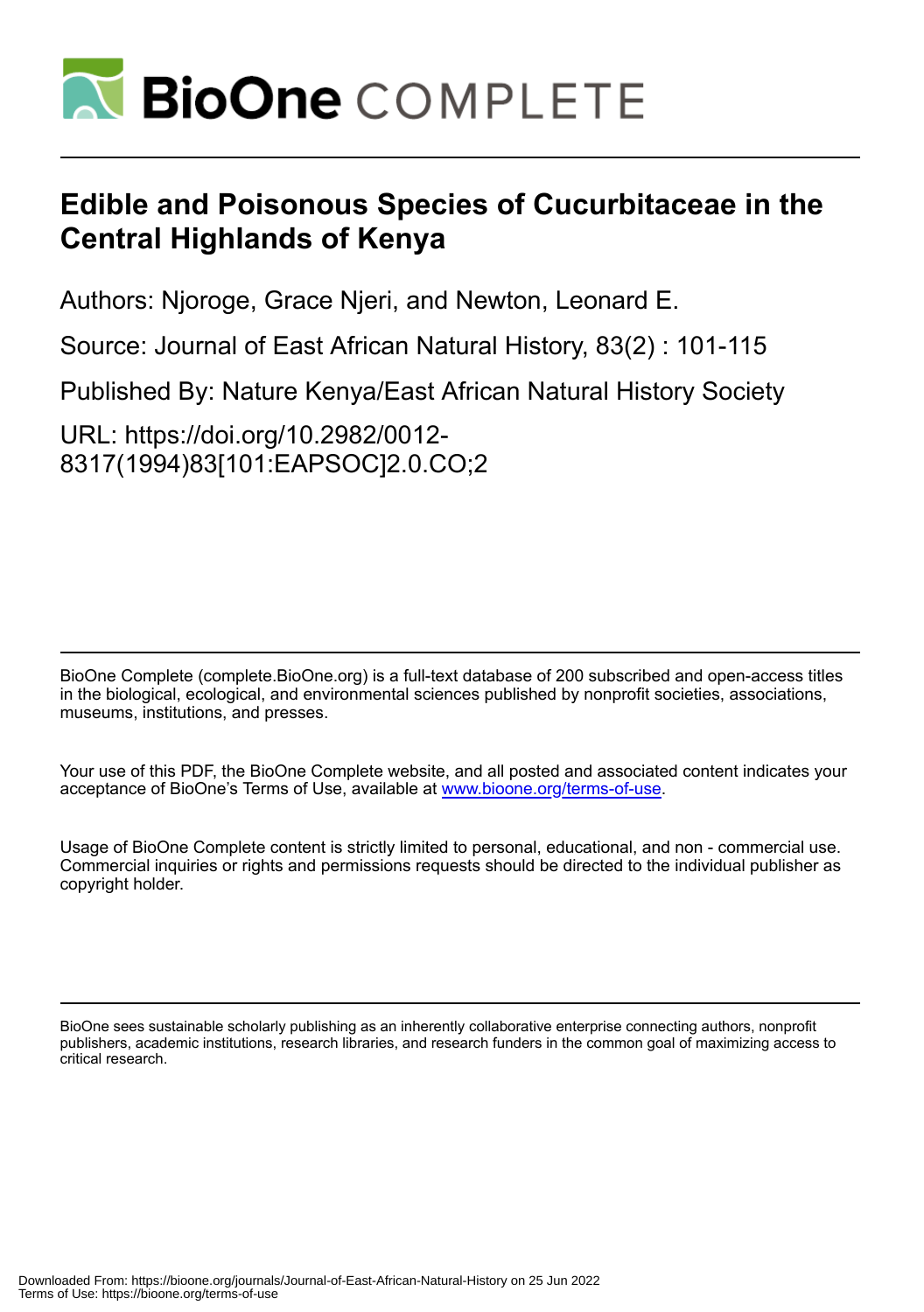# Edible and Poisonous Species of Cucurbitaceae in the Central Highlands of Kenya

Authors: Njoroge, Grace Njeri, and Newton, Leonard E.

Source: Journal of East African Natural History, 83(2) : 101-115

Published By: Nature Kenya/East African Natural History Society

URL: https://doi.org/10.2982/0012-8317(1994)83[101:EAPSOC]2.0.CO;2

BioOne Complete (complete.BioOne.org) is a full-text database of 200 subscribed and open-access titles in the biological, ecological, and environmental sciences published by nonprofit societies, associations, museums, institutions, and presses.

Your use of this PDF, the BioOne Complete website, and all posted and associated content indicates your acceptance of BioOne's Terms of Use, available at www.bioone.org/terms-of-use.

Usage of BioOne Complete content is strictly limited to personal, educational, and non - commercial use. Commercial inquiries or rights and permissions requests should be directed to the individual publisher as copyright holder.

BioOne sees sustainable scholarly publishing as an inherently collaborative enterprise connecting authors, nonprofit publishers, academic institutions, research libraries, and research funders in the common goal of maximizing access to critical research.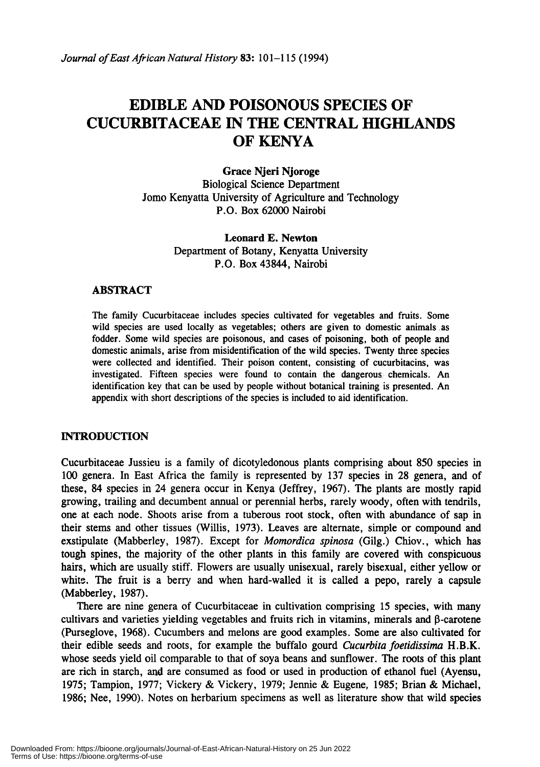# EDIBLE AND POISONOUS SPECIES OF CUCURBITACEAE IN THE CENTRAL HIGHLANDS OF KENYA

**Grace Njeri Njoroge**
Biological Science Department
Jomo Kenyatta University of Agriculture and Technology
P.O. Box 62000 Nairobi

**Leonard E. Newton**
Department of Botany, Kenyatta University
P.O. Box 43844, Nairobi

## ABSTRACT

The family Cucurbitaceae includes species cultivated for vegetables and fruits. Some wild species are used locally as vegetables; others are given to domestic animals as fodder. Some wild species are poisonous, and cases of poisoning, both of people and domestic animals, arise from misidentification of the wild species. Twenty three species were collected and identified. Their poison content, consisting of cucurbitacins, was investigated. Fifteen species were found to contain the dangerous chemicals. An identification key that can be used by people without botanical training is presented. An appendix with short descriptions of the species is included to aid identification.

## INTRODUCTION

Cucurbitaceae Jussieu is a family of dicotyledonous plants comprising about 850 species in 100 genera. In East Africa the family is represented by 137 species in 28 genera, and of these, 84 species in 24 genera occur in Kenya (Jeffrey, 1967). The plants are mostly rapid growing, trailing and decumbent annual or perennial herbs, rarely woody, often with tendrils, one at each node. Shoots arise from a tuberous root stock, often with abundance of sap in their stems and other tissues (Willis, 1973). Leaves are alternate, simple or compound and exstipulate (Mabberley, 1987). Except for *Momordica spinosa* (Gilg.) Chiov., which has tough spines, the majority of the other plants in this family are covered with conspicuous hairs, which are usually stiff. Flowers are usually unisexual, rarely bisexual, either yellow or white. The fruit is a berry and when hard-walled it is called a pepo, rarely a capsule (Mabberley, 1987).

There are nine genera of Cucurbitaceae in cultivation comprising 15 species, with many cultivars and varieties yielding vegetables and fruits rich in vitamins, minerals and β-carotene (Purseglove, 1968). Cucumbers and melons are good examples. Some are also cultivated for their edible seeds and roots, for example the buffalo gourd *Cucurbita foetidissima* H.B.K. whose seeds yield oil comparable to that of soya beans and sunflower. The roots of this plant are rich in starch, and are consumed as food or used in production of ethanol fuel (Ayensu, 1975; Tampion, 1977; Vickery & Vickery, 1979; Jennie & Eugene, 1985; Brian & Michael, 1986; Nee, 1990). Notes on herbarium specimens as well as literature show that wild species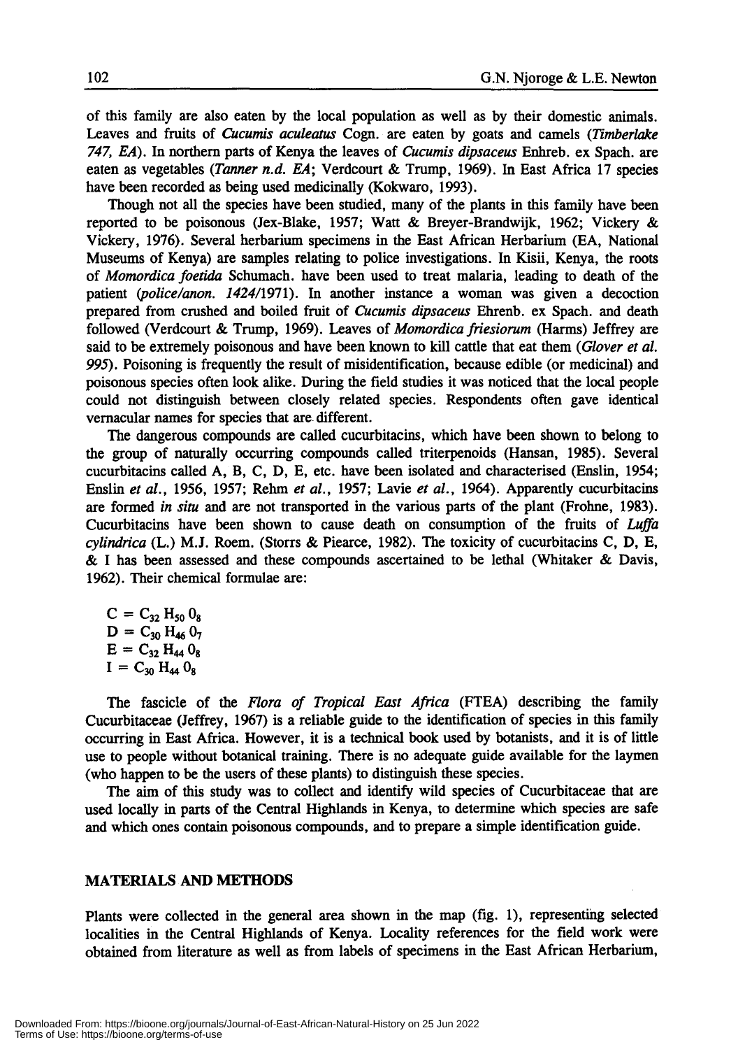of this family are also eaten by the local population as well as by their domestic animals. Leaves and fruits of *Cucumis aculeatus* Cogn. are eaten by goats and camels (*Timberlake 747, EA*). In northern parts of Kenya the leaves of *Cucumis dipsaceus* Enhreb. ex Spach. are eaten as vegetables (*Tanner n.d. EA*; Verdcourt & Trump, 1969). In East Africa 17 species have been recorded as being used medicinally (Kokwaro, 1993).

Though not all the species have been studied, many of the plants in this family have been reported to be poisonous (Jex-Blake, 1957; Watt & Breyer-Brandwijk, 1962; Vickery & Vickery, 1976). Several herbarium specimens in the East African Herbarium (EA, National Museums of Kenya) are samples relating to police investigations. In Kisii, Kenya, the roots of *Momordica foetida* Schumach. have been used to treat malaria, leading to death of the patient (*police/anon. 1424*/1971). In another instance a woman was given a decoction prepared from crushed and boiled fruit of *Cucumis dipsaceus* Ehrenb. ex Spach. and death followed (Verdcourt & Trump, 1969). Leaves of *Momordica friesiorum* (Harms) Jeffrey are said to be extremely poisonous and have been known to kill cattle that eat them (*Glover et al. 995*). Poisoning is frequently the result of misidentification, because edible (or medicinal) and poisonous species often look alike. During the field studies it was noticed that the local people could not distinguish between closely related species. Respondents often gave identical vernacular names for species that are different.

The dangerous compounds are called cucurbitacins, which have been shown to belong to the group of naturally occurring compounds called triterpenoids (Hansan, 1985). Several cucurbitacins called A, B, C, D, E, etc. have been isolated and characterised (Enslin, 1954; Enslin *et al.*, 1956, 1957; Rehm *et al.*, 1957; Lavie *et al.*, 1964). Apparently cucurbitacins are formed *in situ* and are not transported in the various parts of the plant (Frohne, 1983). Cucurbitacins have been shown to cause death on consumption of the fruits of *Luffa cylindrica* (L.) M.J. Roem. (Storrs & Piearce, 1982). The toxicity of cucurbitacins C, D, E, & I has been assessed and these compounds ascertained to be lethal (Whitaker & Davis, 1962). Their chemical formulae are:

$C = C_{32}H_{50}O_8$
$D = C_{30}H_{46}O_7$
$E = C_{32}H_{44}O_8$
$I = C_{30}H_{44}O_8$

The fascicle of the *Flora of Tropical East Africa* (FTEA) describing the family Cucurbitaceae (Jeffrey, 1967) is a reliable guide to the identification of species in this family occurring in East Africa. However, it is a technical book used by botanists, and it is of little use to people without botanical training. There is no adequate guide available for the laymen (who happen to be the users of these plants) to distinguish these species.

The aim of this study was to collect and identify wild species of Cucurbitaceae that are used locally in parts of the Central Highlands in Kenya, to determine which species are safe and which ones contain poisonous compounds, and to prepare a simple identification guide.

## MATERIALS AND METHODS

Plants were collected in the general area shown in the map (fig. 1), representing selected localities in the Central Highlands of Kenya. Locality references for the field work were obtained from literature as well as from labels of specimens in the East African Herbarium,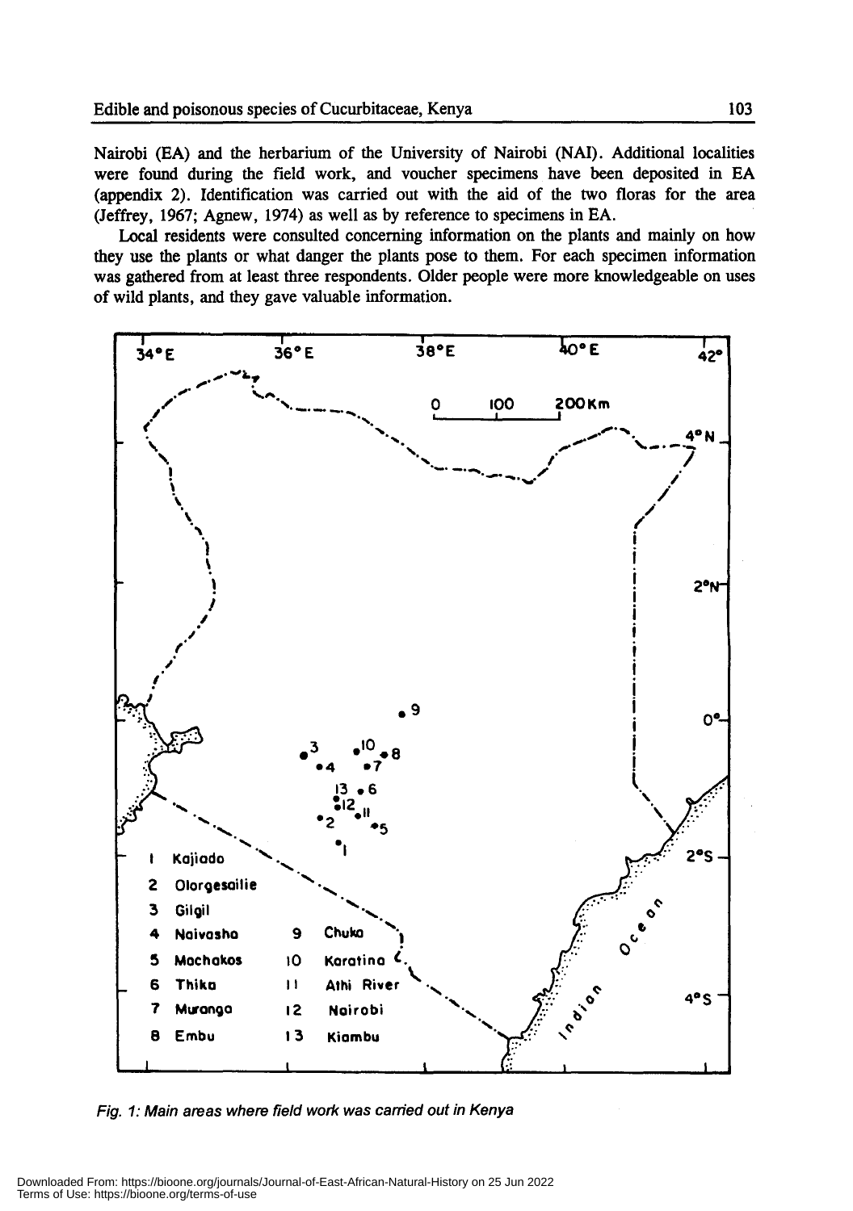Nairobi (EA) and the herbarium of the University of Nairobi (NAI). Additional localities were found during the field work, and voucher specimens have been deposited in EA (appendix 2). Identification was carried out with the aid of the two floras for the area (Jeffrey, 1967; Agnew, 1974) as well as by reference to specimens in EA.

Local residents were consulted concerning information on the plants and mainly on how they use the plants or what danger the plants pose to them. For each specimen information was gathered from at least three respondents. Older people were more knowledgeable on uses of wild plants, and they gave valuable information.

| | | | |
|---|---|---|---|
| 1 | Kajiado | 9 | Chuka |
| 2 | Olorgesailie | 10 | Karatina |
| 3 | Gilgil | 11 | Athi River |
| 4 | Naivasha | 12 | Nairobi |
| 5 | Machakos | 13 | Kiambu |
| 6 | Thika | | |
| 7 | Muranga | | |
| 8 | Embu | | |

*Fig. 1: Main areas where field work was carried out in Kenya*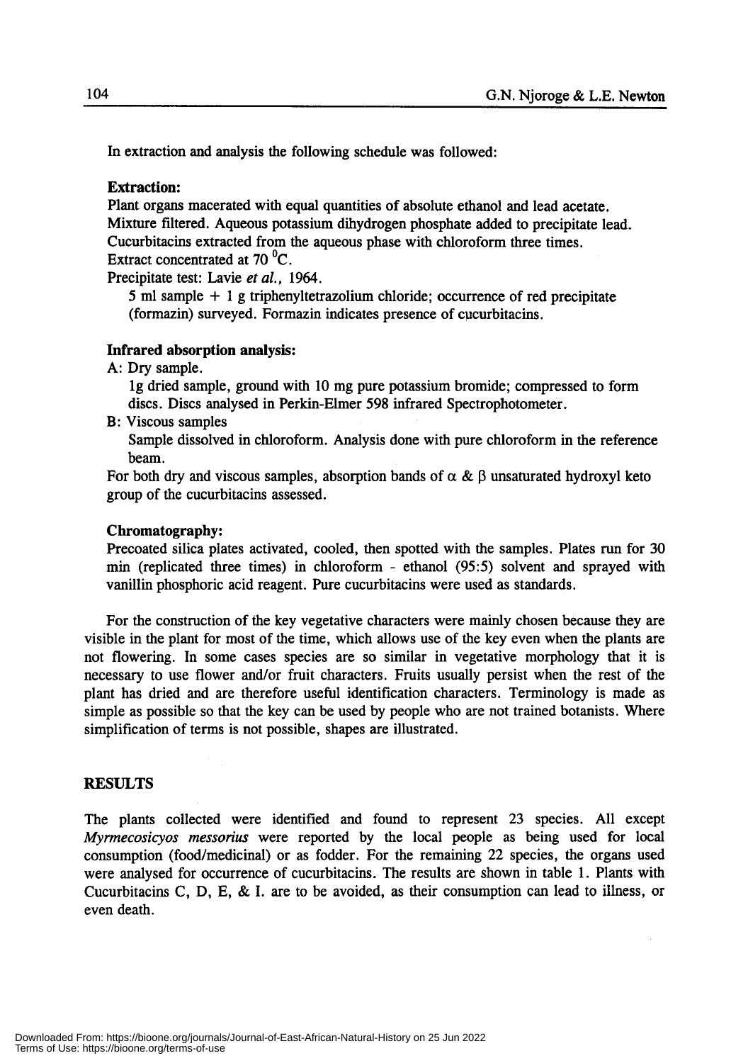In extraction and analysis the following schedule was followed:

**Extraction:**

Plant organs macerated with equal quantities of absolute ethanol and lead acetate.
Mixture filtered. Aqueous potassium dihydrogen phosphate added to precipitate lead.
Cucurbitacins extracted from the aqueous phase with chloroform three times.
Extract concentrated at 70 $^0$C.
Precipitate test: Lavie *et al.*, 1964.

5 ml sample + 1 g triphenyltetrazolium chloride; occurrence of red precipitate (formazin) surveyed. Formazin indicates presence of cucurbitacins.

**Infrared absorption analysis:**

A: Dry sample.

1g dried sample, ground with 10 mg pure potassium bromide; compressed to form discs. Discs analysed in Perkin-Elmer 598 infrared Spectrophotometer.

B: Viscous samples

Sample dissolved in chloroform. Analysis done with pure chloroform in the reference beam.

For both dry and viscous samples, absorption bands of $\alpha$ & $\beta$ unsaturated hydroxyl keto group of the cucurbitacins assessed.

**Chromatography:**

Precoated silica plates activated, cooled, then spotted with the samples. Plates run for 30 min (replicated three times) in chloroform - ethanol (95:5) solvent and sprayed with vanillin phosphoric acid reagent. Pure cucurbitacins were used as standards.

For the construction of the key vegetative characters were mainly chosen because they are visible in the plant for most of the time, which allows use of the key even when the plants are not flowering. In some cases species are so similar in vegetative morphology that it is necessary to use flower and/or fruit characters. Fruits usually persist when the rest of the plant has dried and are therefore useful identification characters. Terminology is made as simple as possible so that the key can be used by people who are not trained botanists. Where simplification of terms is not possible, shapes are illustrated.

## RESULTS

The plants collected were identified and found to represent 23 species. All except *Myrmecosicyos messorius* were reported by the local people as being used for local consumption (food/medicinal) or as fodder. For the remaining 22 species, the organs used were analysed for occurrence of cucurbitacins. The results are shown in table 1. Plants with Cucurbitacins C, D, E, & I. are to be avoided, as their consumption can lead to illness, or even death.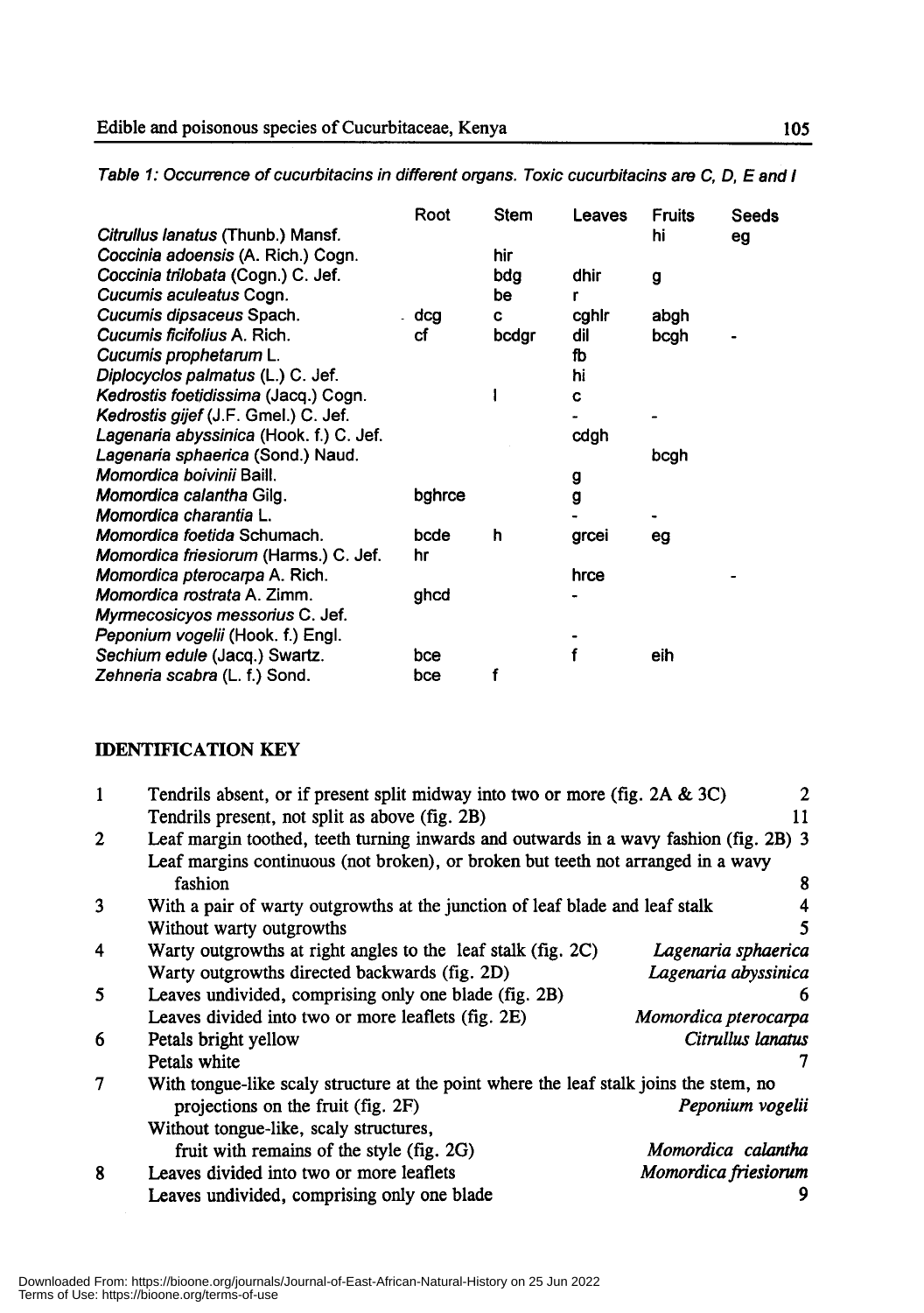*Table 1: Occurrence of cucurbitacins in different organs. Toxic cucurbitacins are C, D, E and I*

| | Root | Stem | Leaves | Fruits | Seeds |
|---|---|---|---|---|---|
| *Citrullus lanatus* (Thunb.) Mansf. | | | | hi | eg |
| *Coccinia adoensis* (A. Rich.) Cogn. | | hir | | | |
| *Coccinia trilobata* (Cogn.) C. Jef. | | bdg | dhir | g | |
| *Cucumis aculeatus* Cogn. | | be | r | | |
| *Cucumis dipsaceus* Spach. | dcg | c | cghlr | abgh | |
| *Cucumis ficifolius* A. Rich. | cf | bcdgr | dil | bcgh | - |
| *Cucumis prophetarum* L. | | | fb | | |
| *Diplocyclos palmatus* (L.) C. Jef. | | | hi | | |
| *Kedrostis foetidissima* (Jacq.) Cogn. | | I | c | | |
| *Kedrostis gijef* (J.F. Gmel.) C. Jef. | | | - | - | |
| *Lagenaria abyssinica* (Hook. f.) C. Jef. | | | cdgh | | |
| *Lagenaria sphaerica* (Sond.) Naud. | | | | bcgh | |
| *Momordica boivinii* Baill. | | | g | | |
| *Momordica calantha* Gilg. | bghrce | | g | | |
| *Momordica charantia* L. | | | - | - | |
| *Momordica foetida* Schumach. | bcde | h | grcei | eg | |
| *Momordica friesiorum* (Harms.) C. Jef. | hr | | | | |
| *Momordica pterocarpa* A. Rich. | | | hrce | | - |
| *Momordica rostrata* A. Zimm. | ghcd | | - | | |
| *Myrmecosicyos messorius* C. Jef. | | | | | |
| *Peponium vogelii* (Hook. f.) Engl. | | | - | | |
| *Sechium edule* (Jacq.) Swartz. | bce | | f | eih | |
| *Zehneria scabra* (L. f.) Sond. | bce | f | | | |

## IDENTIFICATION KEY

| | | |
|---|---|---|
| 1 | Tendrils absent, or if present split midway into two or more (fig. 2A & 3C) | 2 |
| | Tendrils present, not split as above (fig. 2B) | 11 |
| 2 | Leaf margin toothed, teeth turning inwards and outwards in a wavy fashion (fig. 2B) | 3 |
| | Leaf margins continuous (not broken), or broken but teeth not arranged in a wavy fashion | 8 |
| 3 | With a pair of warty outgrowths at the junction of leaf blade and leaf stalk | 4 |
| | Without warty outgrowths | 5 |
| 4 | Warty outgrowths at right angles to the leaf stalk (fig. 2C) | *Lagenaria sphaerica* |
| | Warty outgrowths directed backwards (fig. 2D) | *Lagenaria abyssinica* |
| 5 | Leaves undivided, comprising only one blade (fig. 2B) | 6 |
| | Leaves divided into two or more leaflets (fig. 2E) | *Momordica pterocarpa* |
| 6 | Petals bright yellow | *Citrullus lanatus* |
| | Petals white | 7 |
| 7 | With tongue-like scaly structure at the point where the leaf stalk joins the stem, no projections on the fruit (fig. 2F) | *Peponium vogelii* |
| | Without tongue-like, scaly structures, fruit with remains of the style (fig. 2G) | *Momordica calantha* |
| 8 | Leaves divided into two or more leaflets | *Momordica friesiorum* |
| | Leaves undivided, comprising only one blade | 9 |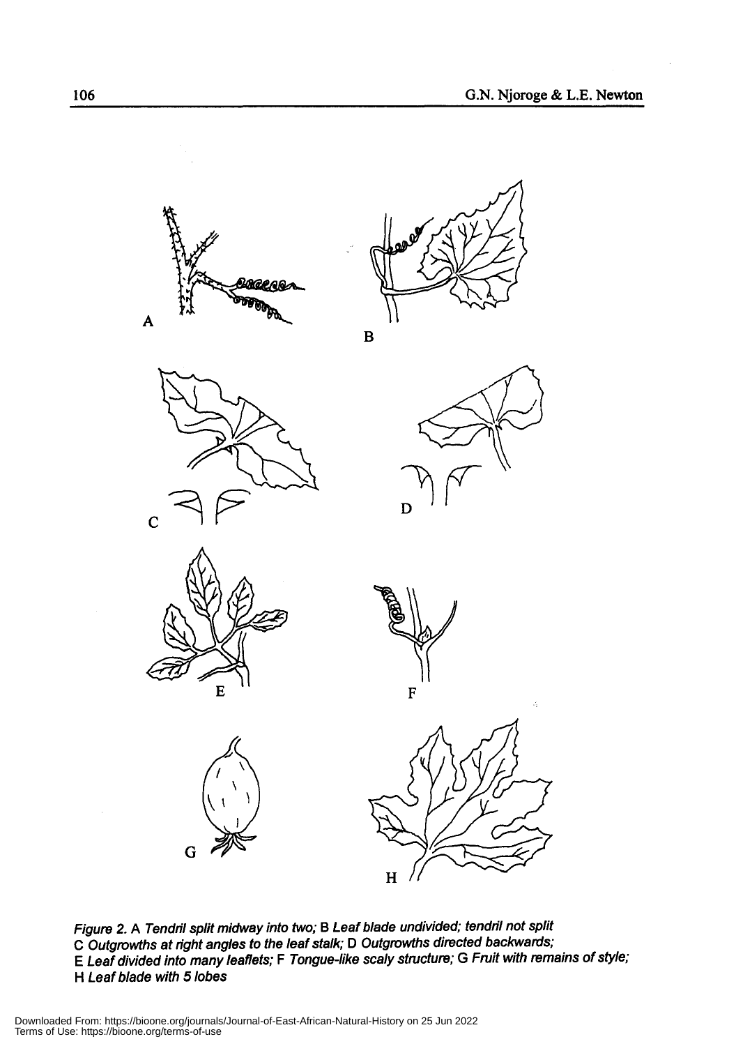*Figure 2.* A *Tendril split midway into two;* B *Leaf blade undivided; tendril not split*
C *Outgrowths at right angles to the leaf stalk;* D *Outgrowths directed backwards;*
E *Leaf divided into many leaflets;* F *Tongue-like scaly structure;* G *Fruit with remains of style;*
H *Leaf blade with 5 lobes*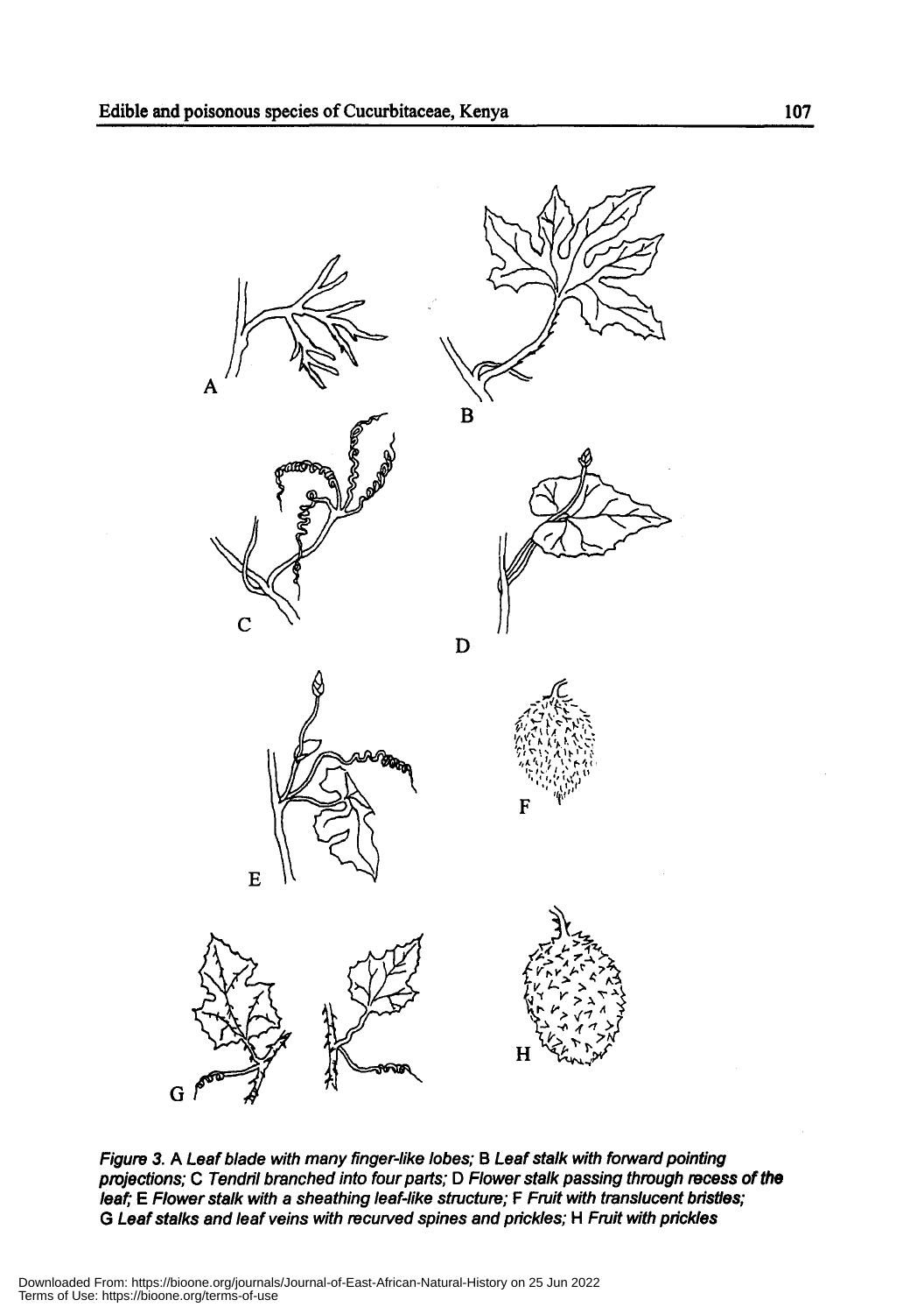*Figure 3.* A *Leaf blade with many finger-like lobes;* B *Leaf stalk with forward pointing projections;* C *Tendril branched into four parts;* D *Flower stalk passing through recess of the leaf;* E *Flower stalk with a sheathing leaf-like structure;* F *Fruit with translucent bristles;* G *Leaf stalks and leaf veins with recurved spines and prickles;* H *Fruit with prickles*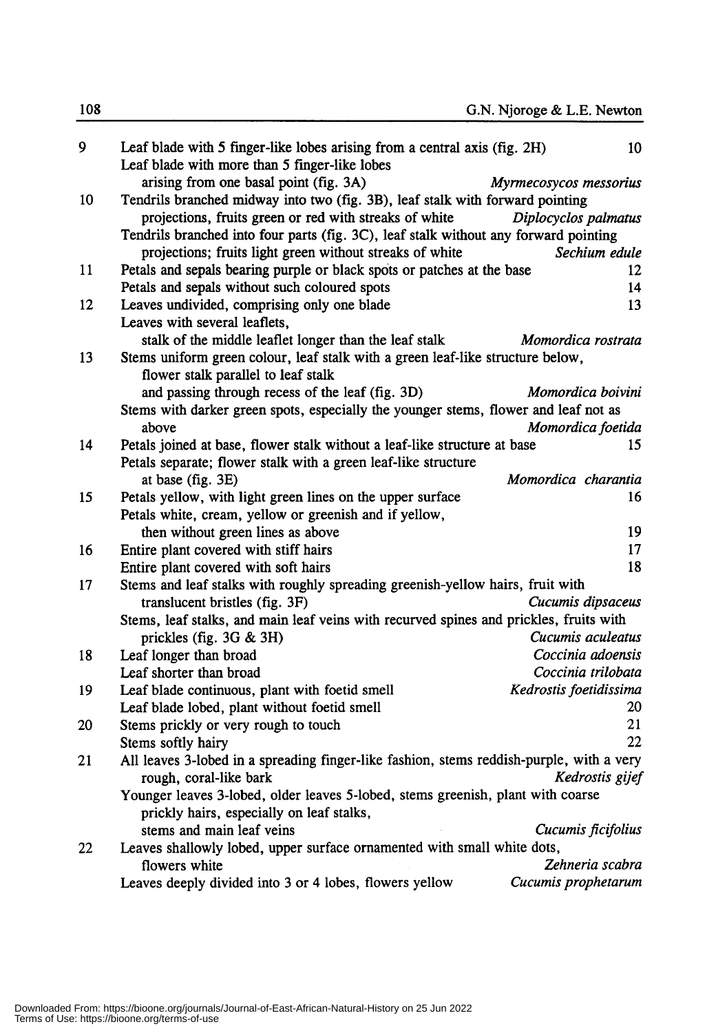| | | |
|---|---|---|
| 9 | Leaf blade with 5 finger-like lobes arising from a central axis (fig. 2H) | 10 |
| | Leaf blade with more than 5 finger-like lobes arising from one basal point (fig. 3A) | *Myrmecosycos messorius* |
| 10 | Tendrils branched midway into two (fig. 3B), leaf stalk with forward pointing projections, fruits green or red with streaks of white | *Diplocyclos palmatus* |
| | Tendrils branched into four parts (fig. 3C), leaf stalk without any forward pointing projections; fruits light green without streaks of white | *Sechium edule* |
| 11 | Petals and sepals bearing purple or black spots or patches at the base | 12 |
| | Petals and sepals without such coloured spots | 14 |
| 12 | Leaves undivided, comprising only one blade | 13 |
| | Leaves with several leaflets, stalk of the middle leaflet longer than the leaf stalk | *Momordica rostrata* |
| 13 | Stems uniform green colour, leaf stalk with a green leaf-like structure below, flower stalk parallel to leaf stalk and passing through recess of the leaf (fig. 3D) | *Momordica boivini* |
| | Stems with darker green spots, especially the younger stems, flower and leaf not as above | *Momordica foetida* |
| 14 | Petals joined at base, flower stalk without a leaf-like structure at base | 15 |
| | Petals separate; flower stalk with a green leaf-like structure at base (fig. 3E) | *Momordica charantia* |
| 15 | Petals yellow, with light green lines on the upper surface | 16 |
| | Petals white, cream, yellow or greenish and if yellow, then without green lines as above | 19 |
| 16 | Entire plant covered with stiff hairs | 17 |
| | Entire plant covered with soft hairs | 18 |
| 17 | Stems and leaf stalks with roughly spreading greenish-yellow hairs, fruit with translucent bristles (fig. 3F) | *Cucumis dipsaceus* |
| | Stems, leaf stalks, and main leaf veins with recurved spines and prickles, fruits with prickles (fig. 3G & 3H) | *Cucumis aculeatus* |
| 18 | Leaf longer than broad | *Coccinia adoensis* |
| | Leaf shorter than broad | *Coccinia trilobata* |
| 19 | Leaf blade continuous, plant with foetid smell | *Kedrostis foetidissima* |
| | Leaf blade lobed, plant without foetid smell | 20 |
| 20 | Stems prickly or very rough to touch | 21 |
| | Stems softly hairy | 22 |
| 21 | All leaves 3-lobed in a spreading finger-like fashion, stems reddish-purple, with a very rough, coral-like bark | *Kedrostis gijef* |
| | Younger leaves 3-lobed, older leaves 5-lobed, stems greenish, plant with coarse prickly hairs, especially on leaf stalks, stems and main leaf veins | *Cucumis ficifolius* |
| 22 | Leaves shallowly lobed, upper surface ornamented with small white dots, flowers white | *Zehneria scabra* |
| | Leaves deeply divided into 3 or 4 lobes, flowers yellow | *Cucumis prophetarum* |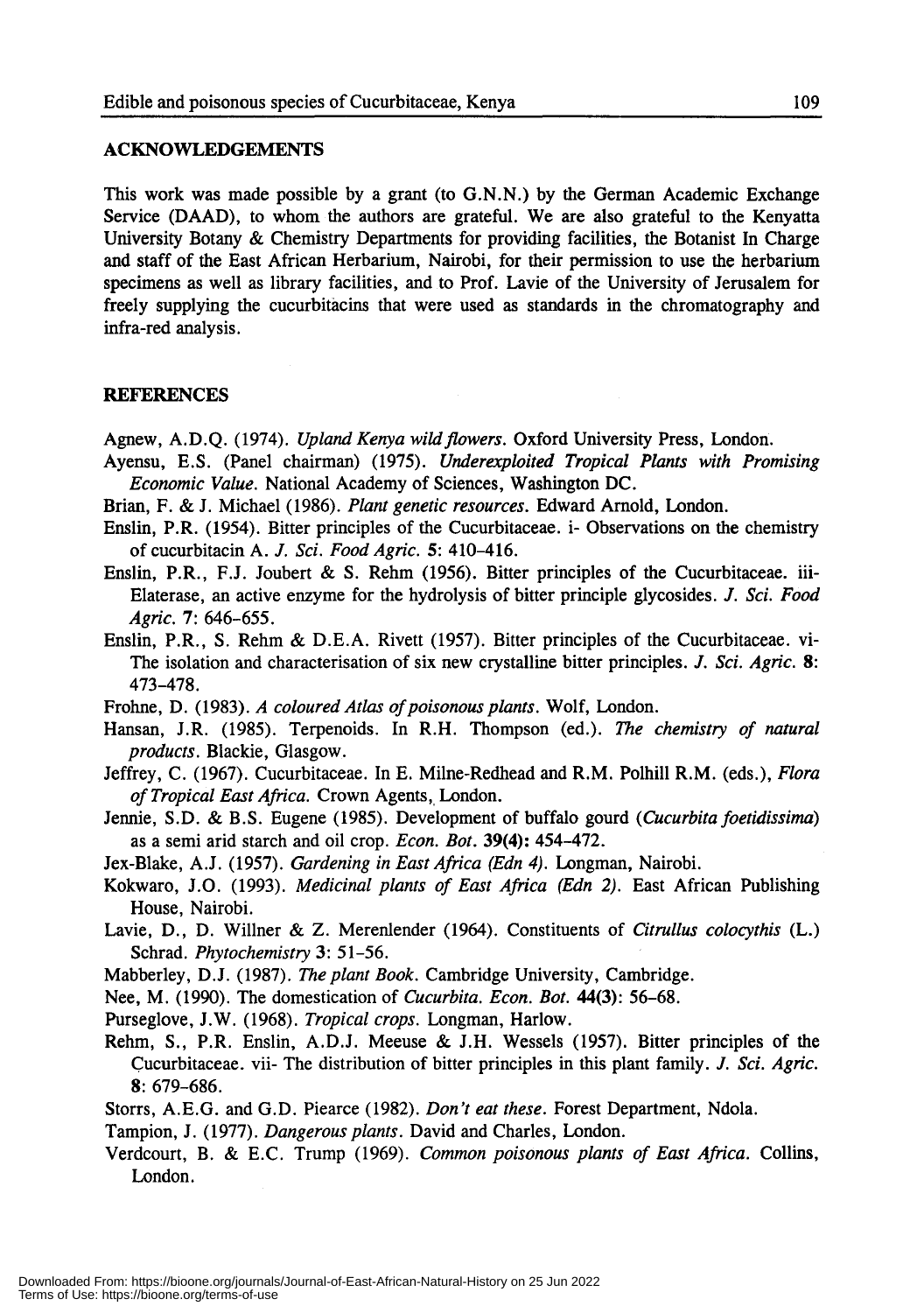## ACKNOWLEDGEMENTS

This work was made possible by a grant (to G.N.N.) by the German Academic Exchange Service (DAAD), to whom the authors are grateful. We are also grateful to the Kenyatta University Botany & Chemistry Departments for providing facilities, the Botanist In Charge and staff of the East African Herbarium, Nairobi, for their permission to use the herbarium specimens as well as library facilities, and to Prof. Lavie of the University of Jerusalem for freely supplying the cucurbitacins that were used as standards in the chromatography and infra-red analysis.

## REFERENCES

Agnew, A.D.Q. (1974). *Upland Kenya wild flowers*. Oxford University Press, London.

Ayensu, E.S. (Panel chairman) (1975). *Underexploited Tropical Plants with Promising Economic Value*. National Academy of Sciences, Washington DC.

Brian, F. & J. Michael (1986). *Plant genetic resources*. Edward Arnold, London.

Enslin, P.R. (1954). Bitter principles of the Cucurbitaceae. i- Observations on the chemistry of cucurbitacin A. *J. Sci. Food Agric.* **5**: 410–416.

Enslin, P.R., F.J. Joubert & S. Rehm (1956). Bitter principles of the Cucurbitaceae. iii- Elaterase, an active enzyme for the hydrolysis of bitter principle glycosides. *J. Sci. Food Agric.* **7**: 646–655.

Enslin, P.R., S. Rehm & D.E.A. Rivett (1957). Bitter principles of the Cucurbitaceae. vi- The isolation and characterisation of six new crystalline bitter principles. *J. Sci. Agric.* **8**: 473–478.

Frohne, D. (1983). *A coloured Atlas of poisonous plants*. Wolf, London.

Hansan, J.R. (1985). Terpenoids. In R.H. Thompson (ed.). *The chemistry of natural products*. Blackie, Glasgow.

Jeffrey, C. (1967). Cucurbitaceae. In E. Milne-Redhead and R.M. Polhill R.M. (eds.), *Flora of Tropical East Africa*. Crown Agents, London.

Jennie, S.D. & B.S. Eugene (1985). Development of buffalo gourd (*Cucurbita foetidissima*) as a semi arid starch and oil crop. *Econ. Bot.* **39(4)**: 454–472.

Jex-Blake, A.J. (1957). *Gardening in East Africa (Edn 4)*. Longman, Nairobi.

Kokwaro, J.O. (1993). *Medicinal plants of East Africa (Edn 2)*. East African Publishing House, Nairobi.

Lavie, D., D. Willner & Z. Merenlender (1964). Constituents of *Citrullus colocythis* (L.) Schrad. *Phytochemistry* **3**: 51–56.

Mabberley, D.J. (1987). *The plant Book*. Cambridge University, Cambridge.

Nee, M. (1990). The domestication of *Cucurbita*. *Econ. Bot.* **44(3)**: 56–68.

Purseglove, J.W. (1968). *Tropical crops*. Longman, Harlow.

Rehm, S., P.R. Enslin, A.D.J. Meeuse & J.H. Wessels (1957). Bitter principles of the Cucurbitaceae. vii- The distribution of bitter principles in this plant family. *J. Sci. Agric.* **8**: 679–686.

Storrs, A.E.G. and G.D. Piearce (1982). *Don't eat these*. Forest Department, Ndola.

Tampion, J. (1977). *Dangerous plants*. David and Charles, London.

Verdcourt, B. & E.C. Trump (1969). *Common poisonous plants of East Africa*. Collins, London.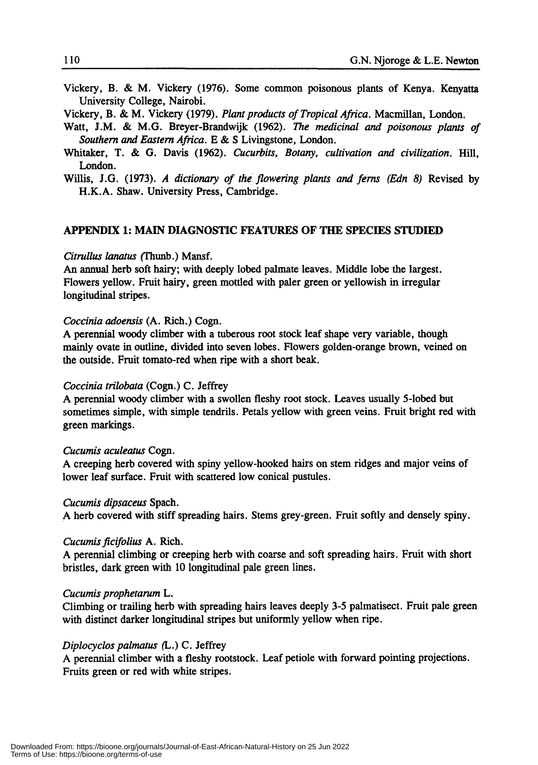Vickery, B. & M. Vickery (1976). Some common poisonous plants of Kenya. Kenyatta University College, Nairobi.

Vickery, B. & M. Vickery (1979). *Plant products of Tropical Africa*. Macmillan, London.

Watt, J.M. & M.G. Breyer-Brandwijk (1962). *The medicinal and poisonous plants of Southern and Eastern Africa*. E & S Livingstone, London.

Whitaker, T. & G. Davis (1962). *Cucurbits, Botany, cultivation and civilization*. Hill, London.

Willis, J.G. (1973). *A dictionary of the flowering plants and ferns (Edn 8)* Revised by H.K.A. Shaw. University Press, Cambridge.

## APPENDIX 1: MAIN DIAGNOSTIC FEATURES OF THE SPECIES STUDIED

*Citrullus lanatus* (Thunb.) Mansf.
An annual herb soft hairy; with deeply lobed palmate leaves. Middle lobe the largest. Flowers yellow. Fruit hairy, green mottled with paler green or yellowish in irregular longitudinal stripes.

*Coccinia adoensis* (A. Rich.) Cogn.
A perennial woody climber with a tuberous root stock leaf shape very variable, though mainly ovate in outline, divided into seven lobes. Flowers golden-orange brown, veined on the outside. Fruit tomato-red when ripe with a short beak.

*Coccinia trilobata* (Cogn.) C. Jeffrey
A perennial woody climber with a swollen fleshy root stock. Leaves usually 5-lobed but sometimes simple, with simple tendrils. Petals yellow with green veins. Fruit bright red with green markings.

*Cucumis aculeatus* Cogn.
A creeping herb covered with spiny yellow-hooked hairs on stem ridges and major veins of lower leaf surface. Fruit with scattered low conical pustules.

*Cucumis dipsaceus* Spach.
A herb covered with stiff spreading hairs. Stems grey-green. Fruit softly and densely spiny.

*Cucumis ficifolius* A. Rich.
A perennial climbing or creeping herb with coarse and soft spreading hairs. Fruit with short bristles, dark green with 10 longitudinal pale green lines.

*Cucumis prophetarum* L.
Climbing or trailing herb with spreading hairs leaves deeply 3-5 palmatisect. Fruit pale green with distinct darker longitudinal stripes but uniformly yellow when ripe.

*Diplocyclos palmatus* (L.) C. Jeffrey
A perennial climber with a fleshy rootstock. Leaf petiole with forward pointing projections. Fruits green or red with white stripes.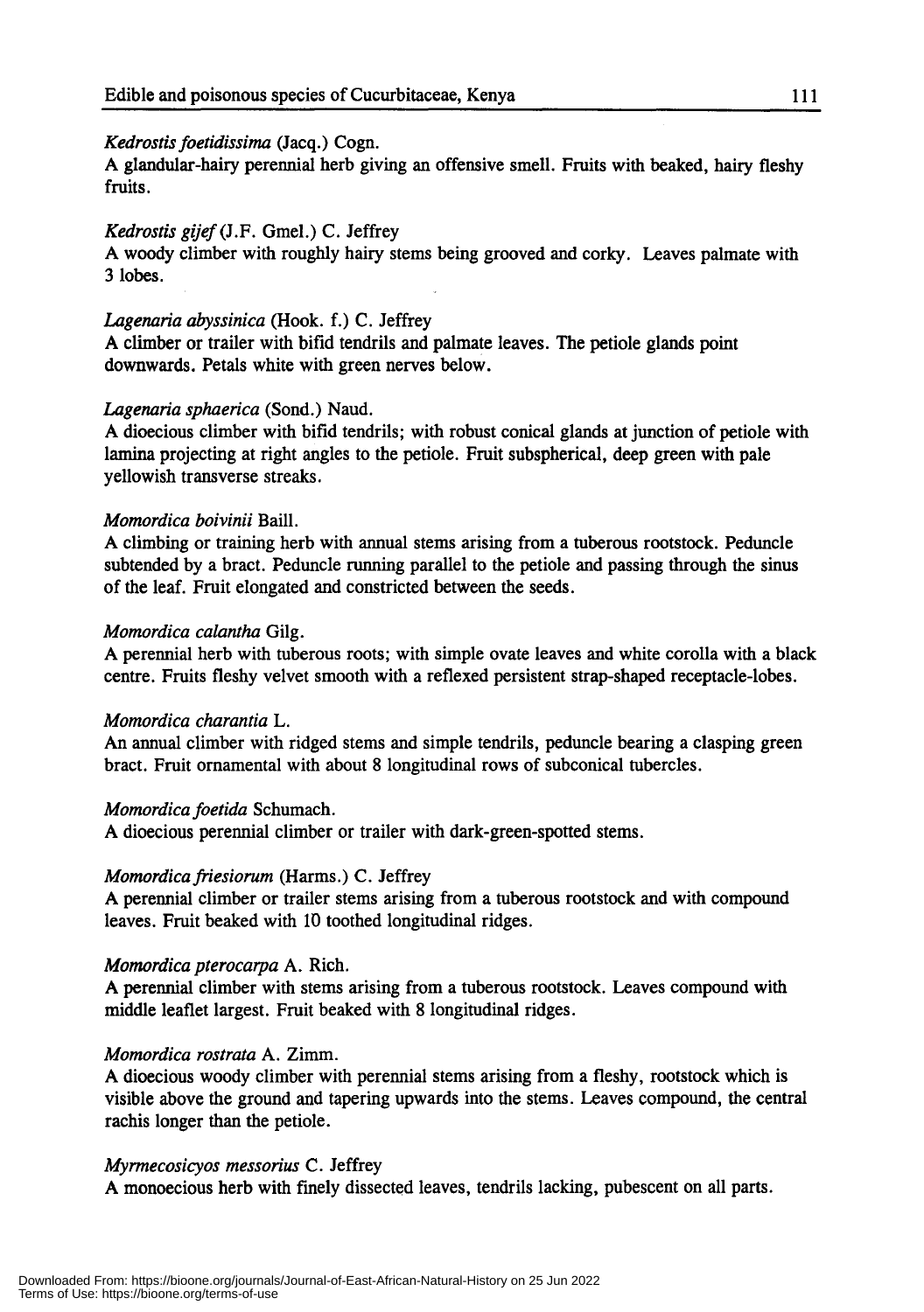*Kedrostis foetidissima* (Jacq.) Cogn.
A glandular-hairy perennial herb giving an offensive smell. Fruits with beaked, hairy fleshy fruits.

*Kedrostis gijef* (J.F. Gmel.) C. Jeffrey
A woody climber with roughly hairy stems being grooved and corky. Leaves palmate with 3 lobes.

*Lagenaria abyssinica* (Hook. f.) C. Jeffrey
A climber or trailer with bifid tendrils and palmate leaves. The petiole glands point downwards. Petals white with green nerves below.

*Lagenaria sphaerica* (Sond.) Naud.
A dioecious climber with bifid tendrils; with robust conical glands at junction of petiole with lamina projecting at right angles to the petiole. Fruit subspherical, deep green with pale yellowish transverse streaks.

*Momordica boivinii* Baill.
A climbing or training herb with annual stems arising from a tuberous rootstock. Peduncle subtended by a bract. Peduncle running parallel to the petiole and passing through the sinus of the leaf. Fruit elongated and constricted between the seeds.

*Momordica calantha* Gilg.
A perennial herb with tuberous roots; with simple ovate leaves and white corolla with a black centre. Fruits fleshy velvet smooth with a reflexed persistent strap-shaped receptacle-lobes.

*Momordica charantia* L.
An annual climber with ridged stems and simple tendrils, peduncle bearing a clasping green bract. Fruit ornamental with about 8 longitudinal rows of subconical tubercles.

*Momordica foetida* Schumach.
A dioecious perennial climber or trailer with dark-green-spotted stems.

*Momordica friesiorum* (Harms.) C. Jeffrey
A perennial climber or trailer stems arising from a tuberous rootstock and with compound leaves. Fruit beaked with 10 toothed longitudinal ridges.

*Momordica pterocarpa* A. Rich.
A perennial climber with stems arising from a tuberous rootstock. Leaves compound with middle leaflet largest. Fruit beaked with 8 longitudinal ridges.

*Momordica rostrata* A. Zimm.
A dioecious woody climber with perennial stems arising from a fleshy, rootstock which is visible above the ground and tapering upwards into the stems. Leaves compound, the central rachis longer than the petiole.

*Myrmecosicyos messorius* C. Jeffrey
A monoecious herb with finely dissected leaves, tendrils lacking, pubescent on all parts.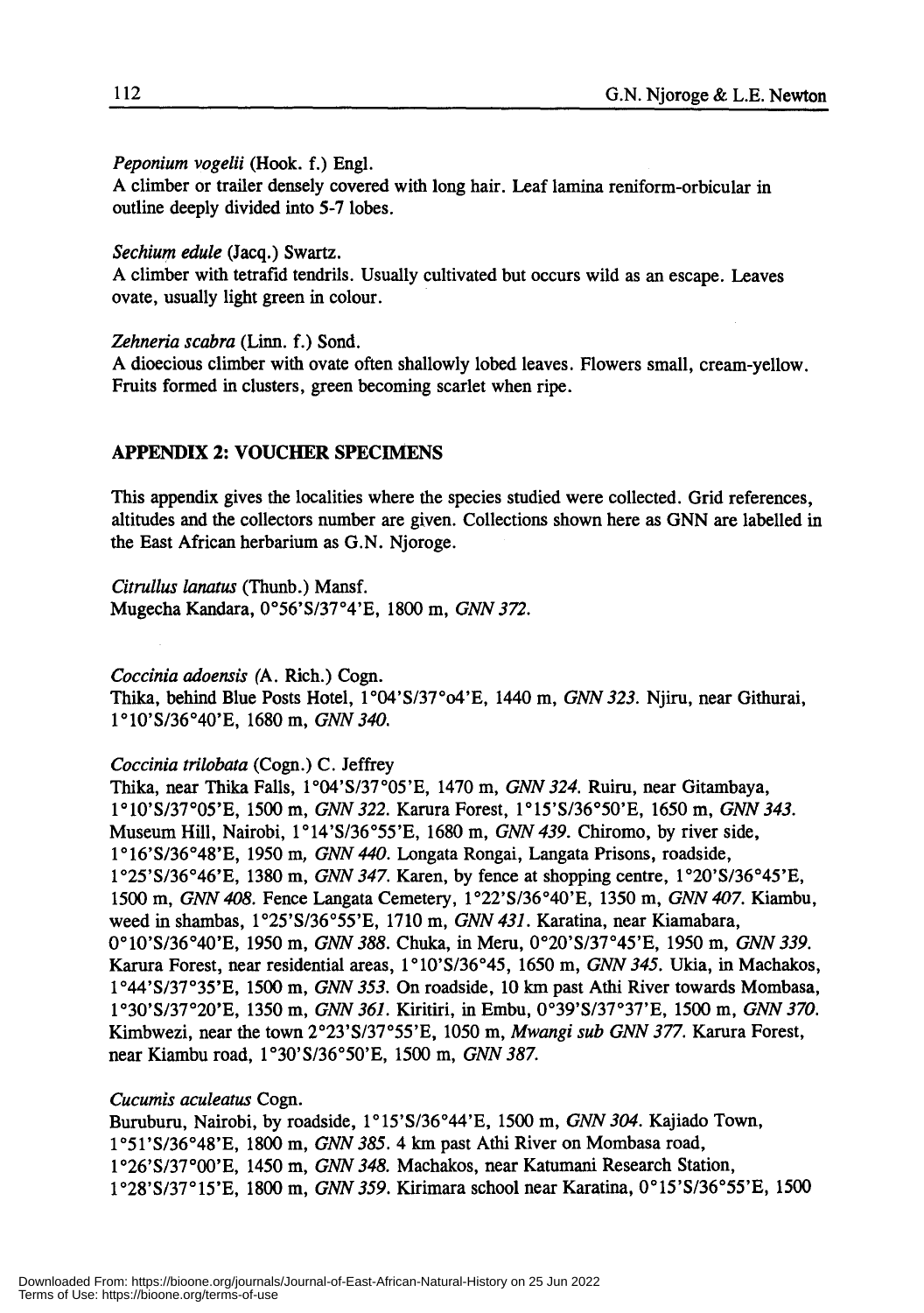*Peponium vogelii* (Hook. f.) Engl.
A climber or trailer densely covered with long hair. Leaf lamina reniform-orbicular in outline deeply divided into 5-7 lobes.

*Sechium edule* (Jacq.) Swartz.
A climber with tetrafid tendrils. Usually cultivated but occurs wild as an escape. Leaves ovate, usually light green in colour.

*Zehneria scabra* (Linn. f.) Sond.
A dioecious climber with ovate often shallowly lobed leaves. Flowers small, cream-yellow. Fruits formed in clusters, green becoming scarlet when ripe.

## APPENDIX 2: VOUCHER SPECIMENS

This appendix gives the localities where the species studied were collected. Grid references, altitudes and the collectors number are given. Collections shown here as GNN are labelled in the East African herbarium as G.N. Njoroge.

*Citrullus lanatus* (Thunb.) Mansf.
Mugecha Kandara, 0°56'S/37°4'E, 1800 m, *GNN 372*.

*Coccinia adoensis* (A. Rich.) Cogn.
Thika, behind Blue Posts Hotel, 1°04'S/37°o4'E, 1440 m, *GNN 323*. Njiru, near Githurai, 1°10'S/36°40'E, 1680 m, *GNN 340*.

*Coccinia trilobata* (Cogn.) C. Jeffrey
Thika, near Thika Falls, 1°04'S/37°05'E, 1470 m, *GNN 324*. Ruiru, near Gitambaya, 1°10'S/37°05'E, 1500 m, *GNN 322*. Karura Forest, 1°15'S/36°50'E, 1650 m, *GNN 343*. Museum Hill, Nairobi, 1°14'S/36°55'E, 1680 m, *GNN 439*. Chiromo, by river side, 1°16'S/36°48'E, 1950 m, *GNN 440*. Longata Rongai, Langata Prisons, roadside, 1°25'S/36°46'E, 1380 m, *GNN 347*. Karen, by fence at shopping centre, 1°20'S/36°45'E, 1500 m, *GNN 408*. Fence Langata Cemetery, 1°22'S/36°40'E, 1350 m, *GNN 407*. Kiambu, weed in shambas, 1°25'S/36°55'E, 1710 m, *GNN 431*. Karatina, near Kiamabara, 0°10'S/36°40'E, 1950 m, *GNN 388*. Chuka, in Meru, 0°20'S/37°45'E, 1950 m, *GNN 339*. Karura Forest, near residential areas, 1°10'S/36°45, 1650 m, *GNN 345*. Ukia, in Machakos, 1°44'S/37°35'E, 1500 m, *GNN 353*. On roadside, 10 km past Athi River towards Mombasa, 1°30'S/37°20'E, 1350 m, *GNN 361*. Kiritiri, in Embu, 0°39'S/37°37'E, 1500 m, *GNN 370*. Kimbwezi, near the town 2°23'S/37°55'E, 1050 m, *Mwangi sub GNN 377*. Karura Forest, near Kiambu road, 1°30'S/36°50'E, 1500 m, *GNN 387*.

*Cucumis aculeatus* Cogn.
Buruburu, Nairobi, by roadside, 1°15'S/36°44'E, 1500 m, *GNN 304*. Kajiado Town, 1°51'S/36°48'E, 1800 m, *GNN 385*. 4 km past Athi River on Mombasa road, 1°26'S/37°00'E, 1450 m, *GNN 348*. Machakos, near Katumani Research Station, 1°28'S/37°15'E, 1800 m, *GNN 359*. Kirimara school near Karatina, 0°15'S/36°55'E, 1500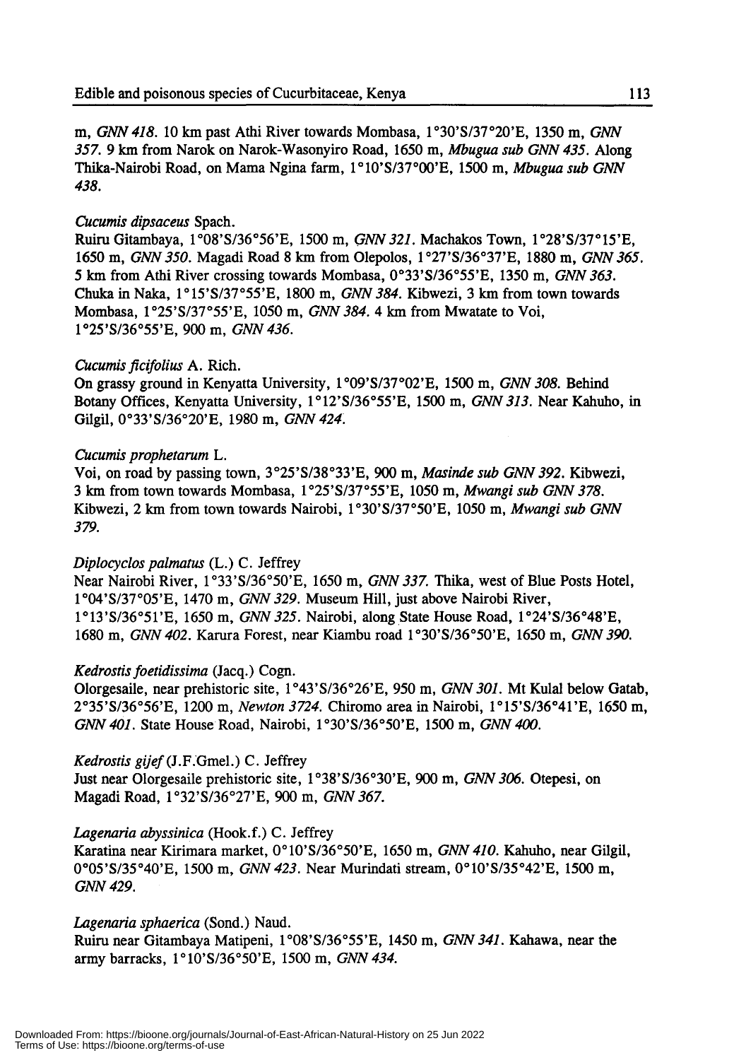m, *GNN 418*. 10 km past Athi River towards Mombasa, 1°30'S/37°20'E, 1350 m, *GNN 357*. 9 km from Narok on Narok-Wasonyiro Road, 1650 m, *Mbugua sub GNN 435*. Along Thika-Nairobi Road, on Mama Ngina farm, 1°10'S/37°00'E, 1500 m, *Mbugua sub GNN 438*.

*Cucumis dipsaceus* Spach.
Ruiru Gitambaya, 1°08'S/36°56'E, 1500 m, *GNN 321*. Machakos Town, 1°28'S/37°15'E, 1650 m, *GNN 350*. Magadi Road 8 km from Olepolos, 1°27'S/36°37'E, 1880 m, *GNN 365*. 5 km from Athi River crossing towards Mombasa, 0°33'S/36°55'E, 1350 m, *GNN 363*. Chuka in Naka, 1°15'S/37°55'E, 1800 m, *GNN 384*. Kibwezi, 3 km from town towards Mombasa, 1°25'S/37°55'E, 1050 m, *GNN 384*. 4 km from Mwatate to Voi, 1°25'S/36°55'E, 900 m, *GNN 436*.

*Cucumis ficifolius* A. Rich.
On grassy ground in Kenyatta University, 1°09'S/37°02'E, 1500 m, *GNN 308*. Behind Botany Offices, Kenyatta University, 1°12'S/36°55'E, 1500 m, *GNN 313*. Near Kahuho, in Gilgil, 0°33'S/36°20'E, 1980 m, *GNN 424*.

*Cucumis prophetarum* L.
Voi, on road by passing town, 3°25'S/38°33'E, 900 m, *Masinde sub GNN 392*. Kibwezi, 3 km from town towards Mombasa, 1°25'S/37°55'E, 1050 m, *Mwangi sub GNN 378*. Kibwezi, 2 km from town towards Nairobi, 1°30'S/37°50'E, 1050 m, *Mwangi sub GNN 379*.

*Diplocyclos palmatus* (L.) C. Jeffrey
Near Nairobi River, 1°33'S/36°50'E, 1650 m, *GNN 337*. Thika, west of Blue Posts Hotel, 1°04'S/37°05'E, 1470 m, *GNN 329*. Museum Hill, just above Nairobi River, 1°13'S/36°51'E, 1650 m, *GNN 325*. Nairobi, along State House Road, 1°24'S/36°48'E, 1680 m, *GNN 402*. Karura Forest, near Kiambu road 1°30'S/36°50'E, 1650 m, *GNN 390*.

*Kedrostis foetidissima* (Jacq.) Cogn.
Olorgesaile, near prehistoric site, 1°43'S/36°26'E, 950 m, *GNN 301*. Mt Kulal below Gatab, 2°35'S/36°56'E, 1200 m, *Newton 3724*. Chiromo area in Nairobi, 1°15'S/36°41'E, 1650 m, *GNN 401*. State House Road, Nairobi, 1°30'S/36°50'E, 1500 m, *GNN 400*.

*Kedrostis gijef* (J.F.Gmel.) C. Jeffrey
Just near Olorgesaile prehistoric site, 1°38'S/36°30'E, 900 m, *GNN 306*. Otepesi, on Magadi Road, 1°32'S/36°27'E, 900 m, *GNN 367*.

*Lagenaria abyssinica* (Hook.f.) C. Jeffrey
Karatina near Kirimara market, 0°10'S/36°50'E, 1650 m, *GNN 410*. Kahuho, near Gilgil, 0°05'S/35°40'E, 1500 m, *GNN 423*. Near Murindati stream, 0°10'S/35°42'E, 1500 m, *GNN 429*.

*Lagenaria sphaerica* (Sond.) Naud.
Ruiru near Gitambaya Matipeni, 1°08'S/36°55'E, 1450 m, *GNN 341*. Kahawa, near the army barracks, 1°10'S/36°50'E, 1500 m, *GNN 434*.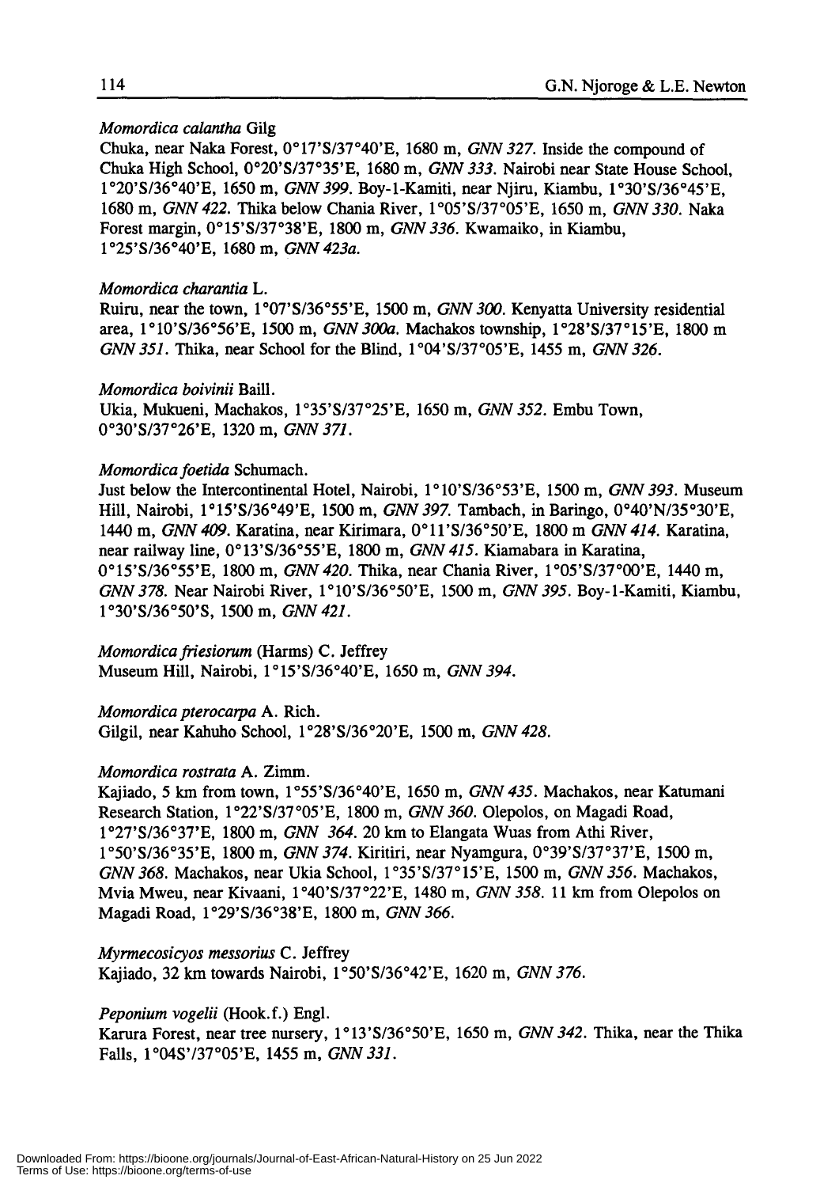*Momordica calantha* Gilg

Chuka, near Naka Forest, 0°17'S/37°40'E, 1680 m, *GNN 327*. Inside the compound of Chuka High School, 0°20'S/37°35'E, 1680 m, *GNN 333*. Nairobi near State House School, 1°20'S/36°40'E, 1650 m, *GNN 399*. Boy-1-Kamiti, near Njiru, Kiambu, 1°30'S/36°45'E, 1680 m, *GNN 422*. Thika below Chania River, 1°05'S/37°05'E, 1650 m, *GNN 330*. Naka Forest margin, 0°15'S/37°38'E, 1800 m, *GNN 336*. Kwamaiko, in Kiambu, 1°25'S/36°40'E, 1680 m, *GNN 423a*.

*Momordica charantia* L.

Ruiru, near the town, 1°07'S/36°55'E, 1500 m, *GNN 300*. Kenyatta University residential area, 1°10'S/36°56'E, 1500 m, *GNN 300a*. Machakos township, 1°28'S/37°15'E, 1800 m *GNN 351*. Thika, near School for the Blind, 1°04'S/37°05'E, 1455 m, *GNN 326*.

*Momordica boivinii* Baill.

Ukia, Mukueni, Machakos, 1°35'S/37°25'E, 1650 m, *GNN 352*. Embu Town, 0°30'S/37°26'E, 1320 m, *GNN 371*.

*Momordica foetida* Schumach.

Just below the Intercontinental Hotel, Nairobi, 1°10'S/36°53'E, 1500 m, *GNN 393*. Museum Hill, Nairobi, 1°15'S/36°49'E, 1500 m, *GNN 397*. Tambach, in Baringo, 0°40'N/35°30'E, 1440 m, *GNN 409*. Karatina, near Kirimara, 0°11'S/36°50'E, 1800 m *GNN 414*. Karatina, near railway line, 0°13'S/36°55'E, 1800 m, *GNN 415*. Kiamabara in Karatina, 0°15'S/36°55'E, 1800 m, *GNN 420*. Thika, near Chania River, 1°05'S/37°00'E, 1440 m, *GNN 378*. Near Nairobi River, 1°10'S/36°50'E, 1500 m, *GNN 395*. Boy-1-Kamiti, Kiambu, 1°30'S/36°50'S, 1500 m, *GNN 421*.

*Momordica friesiorum* (Harms) C. Jeffrey

Museum Hill, Nairobi, 1°15'S/36°40'E, 1650 m, *GNN 394*.

*Momordica pterocarpa* A. Rich.

Gilgil, near Kahuho School, 1°28'S/36°20'E, 1500 m, *GNN 428*.

*Momordica rostrata* A. Zimm.

Kajiado, 5 km from town, 1°55'S/36°40'E, 1650 m, *GNN 435*. Machakos, near Katumani Research Station, 1°22'S/37°05'E, 1800 m, *GNN 360*. Olepolos, on Magadi Road, 1°27'S/36°37'E, 1800 m, *GNN 364*. 20 km to Elangata Wuas from Athi River, 1°50'S/36°35'E, 1800 m, *GNN 374*. Kiritiri, near Nyamgura, 0°39'S/37°37'E, 1500 m, *GNN 368*. Machakos, near Ukia School, 1°35'S/37°15'E, 1500 m, *GNN 356*. Machakos, Mvia Mweu, near Kivaani, 1°40'S/37°22'E, 1480 m, *GNN 358*. 11 km from Olepolos on Magadi Road, 1°29'S/36°38'E, 1800 m, *GNN 366*.

*Myrmecosicyos messorius* C. Jeffrey

Kajiado, 32 km towards Nairobi, 1°50'S/36°42'E, 1620 m, *GNN 376*.

*Peponium vogelii* (Hook.f.) Engl.

Karura Forest, near tree nursery, 1°13'S/36°50'E, 1650 m, *GNN 342*. Thika, near the Thika Falls, 1°04S'/37°05'E, 1455 m, *GNN 331*.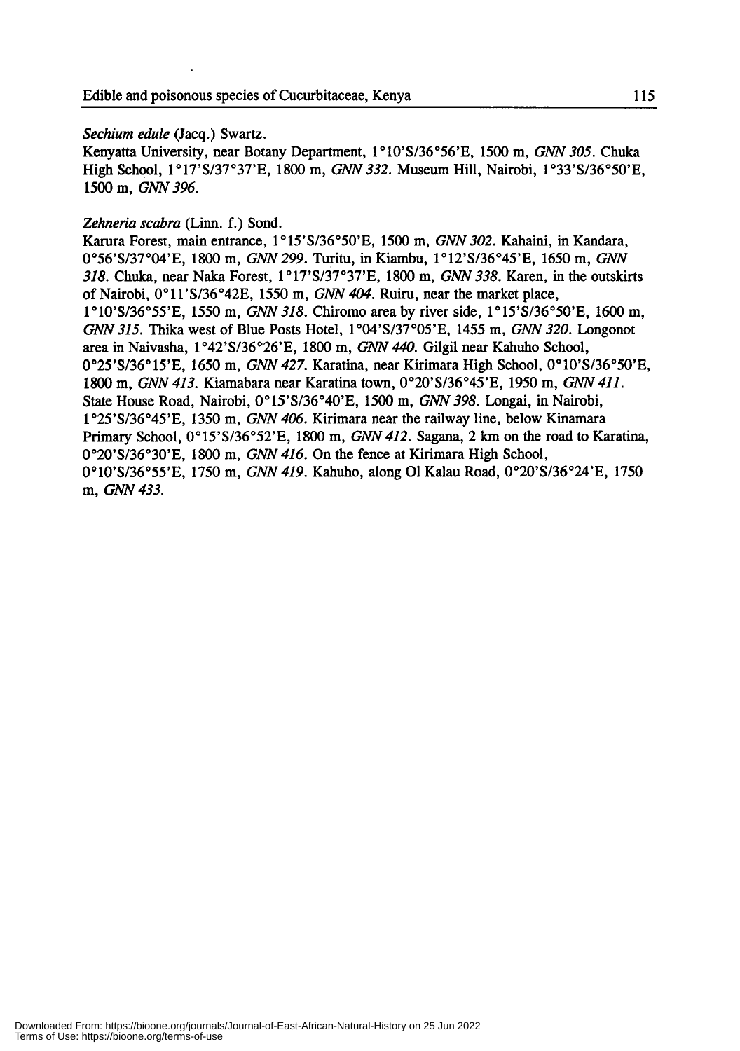*Sechium edule* (Jacq.) Swartz.

Kenyatta University, near Botany Department, 1°10'S/36°56'E, 1500 m, *GNN 305*. Chuka High School, 1°17'S/37°37'E, 1800 m, *GNN 332*. Museum Hill, Nairobi, 1°33'S/36°50'E, 1500 m, *GNN 396*.

*Zehneria scabra* (Linn. f.) Sond.

Karura Forest, main entrance, 1°15'S/36°50'E, 1500 m, *GNN 302*. Kahaini, in Kandara, 0°56'S/37°04'E, 1800 m, *GNN 299*. Turitu, in Kiambu, 1°12'S/36°45'E, 1650 m, *GNN 318*. Chuka, near Naka Forest, 1°17'S/37°37'E, 1800 m, *GNN 338*. Karen, in the outskirts of Nairobi, 0°11'S/36°42E, 1550 m, *GNN 404*. Ruiru, near the market place, 1°10'S/36°55'E, 1550 m, *GNN 318*. Chiromo area by river side, 1°15'S/36°50'E, 1600 m, *GNN 315*. Thika west of Blue Posts Hotel, 1°04'S/37°05'E, 1455 m, *GNN 320*. Longonot area in Naivasha, 1°42'S/36°26'E, 1800 m, *GNN 440*. Gilgil near Kahuho School, 0°25'S/36°15'E, 1650 m, *GNN 427*. Karatina, near Kirimara High School, 0°10'S/36°50'E, 1800 m, *GNN 413*. Kiamabara near Karatina town, 0°20'S/36°45'E, 1950 m, *GNN 411*. State House Road, Nairobi, 0°15'S/36°40'E, 1500 m, *GNN 398*. Longai, in Nairobi, 1°25'S/36°45'E, 1350 m, *GNN 406*. Kirimara near the railway line, below Kinamara Primary School, 0°15'S/36°52'E, 1800 m, *GNN 412*. Sagana, 2 km on the road to Karatina, 0°20'S/36°30'E, 1800 m, *GNN 416*. On the fence at Kirimara High School, 0°10'S/36°55'E, 1750 m, *GNN 419*. Kahuho, along Ol Kalau Road, 0°20'S/36°24'E, 1750 m, *GNN 433*.